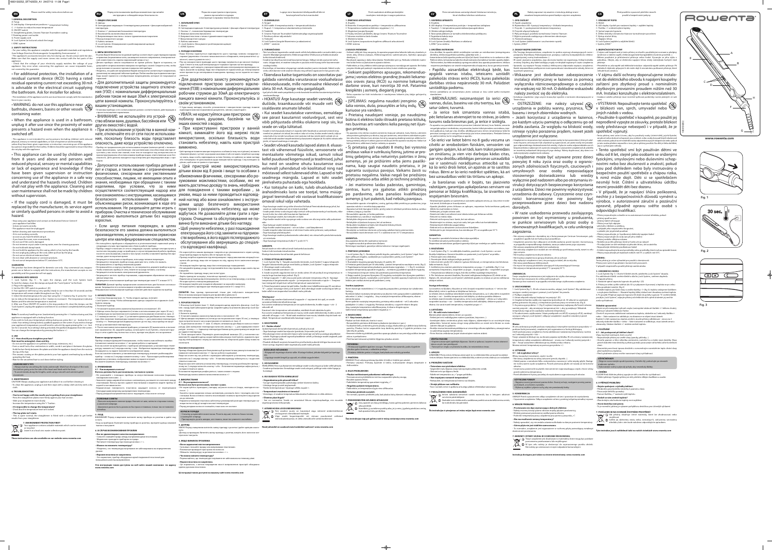**EN** Please read the safety instructions before use

• For additional protection, the installation of a residual current device (RCD) having a rated residual operating current not exceeding 30 mA is advisable in the electrical circuit supplying the bathroom. Ask for installer for advice.

• WARNING: do not use this appliance near bathtubs, showers, basins or other vessels containing water.

• When the appliance is used in a bathroom, unplug it after use since the proximity of water presents a hazard even when the appliance is switched off.

• This appliance can be used by children aged from 8 years and above and persons with reduced physical, sensory or mental capabilities or lack of experience and knowledge if they have been given supervision or instruction concerning use of the appliance in a safe way and understand the hazards involved. Children shall not play with the appliance. Cleaning and user maintenance shall not be made by children without supervision.

• If the supply cord is damaged, it must be replaced by the manufacturer, its service agent or similarly qualified persons in order to avoid a hazard.

**RU**

• Для дополнительной защиты рекомендуется подключение устройства защитного отключения (УЗО) с номинальным дифференциальным рабочим током не выше 30мА к электрической цепи ванной комнаты. Проконсультируйтесь с вашим установщиком.

• ВНИМАНИЕ: не используйте это устройство вблизи ванн, душевых, бассейнов или других емкостей с водой.

• При использовании устройства в ванной комнате, отключайте его от сети после использования, поскольку близость воды представляет опасность, даже когда устройство отключено.

• Допускается использование прибора детьми 8 лет и старше, а также лицами с ограниченными физическими, сенсорными или умственными способностями, лицами, не имеющими опыта и знаний, необходимых при обращении с такими изделиями, при условии, что им была осуществлена соответствующая помощь или они ознакомились с инструкциями, касающимися безопасного использования прибора и объясняющими риски, возникающие в ходе его использования. Не разрешайте детям играть с прибором. Очистка и техническое обслуживание не должно выполняться детьми без надзора взрослых.

• Если шнур питания поврежден, в целях безопасности его замена должна выполняться производителем, в уполномоченном сервисном центре или квалифицированным специалистом.

**UK**

• Для додаткового захисту рекомендується підключення пристрою захисного відключення (ПЗВ) з номінальним диференціальним робочим струмом до 30мА до електричного ланцюга ванної кімнати. Проконсультуйтесь з своїм установником.

• УВАГА: не користуйтеся цим пристроєм поблизу ванн, душових, басейнів чи інших ємностей з водою.

• При користуванні пристроєм у ванній кімнаті, вимикайте його від мережі після використання, оскільки близкість води становить небезпеку, навіть якщо прилад вимкнено.

• Цей пристрій може використовуватись дітьми віком від 8 років і тими, хто має обмежені фізичні, сенсорні або розумові можливості, особами, які не мають достатніх досвіду та знань, якщо вони перебувають під наглядом або отримали інструкції щодо безпечного використання пристрою і розуміють небезпеку, що може виникнути. Не дозволяйте дітям гратися з пристроєм. Очищення та обслуговування не повинно бути виконане дітьми без нагляду.

• Щоб уникнути небезпеки, у разі пошкодження електрошнура його слід замінити на підприємстві виробника, в його відділі післяпродажного обслуговування або звернувшись до спеціаліста відповідної кваліфікації.

**ET**

• Täiendava kaitse tagamiseks on soovitatav paigaldada vannitoa varustavasse vooluahelasse rikkevoolukaitse, mille nimivoolu rakendusel ei ületa 30 mA. Küsige nõu paigaldajalt.

• HOIATUS! Ärge kasutage seadet vannide, dušide, kraanikausside või muude vett sisaldavate anumate läheduses.

• Kui seadet kasutatakse vannitoas, eemaldage see pärast kasutamist vooluvõrgust, sest vesi võib põhjustada ohtliku olukorra isegi siis, kui seade on välja lülitatud.

• Seadet võivad kasutada lapsed alates 8. eluaastast või vähenenud füüsiliste, sensoorsete või mentaalsete võimetega isikud, samuti isikud kellel puuduvad kogemused ja teadmised, juhul kui neid on seadme ohutu kasutamise osas eelnevalt juhendatud või kolmalt ...

**LT**

• Siekiant papildomos apsaugos, rekomenduojama į vonios elektros grandinę įrengti nuotėkio srovės įtaisą (RCD) su nominaliu liekamąja darbine srove, kuri neviršija 30 mA. Pasitarkite su įrengėju.

• ĮSPĖJIMAS: negalima naudoti įrenginio šalia vonios, dušo, praustuvo ir kitų indų, kuriuose yra vandens.

• Prietaisą naudojant vonioje, po naudojimo būtina iš elektros lizdo ištraukti prietaiso kištuką, nes buvimas arti vandens kelia pavojų net išjungus prietaisą.

• Šį prietaisą gali naudoti 8 metų bei vyresnio amžiaus vaikai ir sutrikusių fizinių, jutiminių ar protinių gebėjimų arba neturintys patirties ir žinių asmenys, jei ne prižiūrimi arba jiems paaiškinama, kaip saugiai naudotis prietaisu, ir jie supranta susijusius pavojus. Vaikams žaisti su prietaisu negalima. Vaikai negali be priežiūros valyti prietaiso arba atlikti jo techninės priežiūros.

• Jei maitinimo laidas pažeistas, gamintojas, centras, kurs yra įgaliotas atlikti prietaiso po pardavimo, arba panašios kvalifikacijos asmenys jį turi pakeisti, kad nekiltų pavojaus.

**LV**

• Papildu aizsardzībai elektriskā ķēdē, kas apgādā vannas istabu, ieteicams uzstādīt paliekošās strāvas ierīci (RCD), kuras paliekošās darbības strāva nepārsniedz 30 mA. Palūdziet uzstādītāja padomu.

• BRĪDINĀJUMS: neizmantojiet šo ierīci vannas, dušas, baseinu vai citu tvertņu, kas satur ūdeni, tuvumā.

• Ja ierīce tiek izmantota vannas istabā, pēc lietošanas atvienojiet to no strāvas, jo ūdens tuvums rada bīstamību pat, ja ierīce ir izslēgta.

• Šo ierīci var lietot bērni no 8 gadu vecuma un cilvēki ar ierobežotām fiziskām, sensorām vai garīgām spējām, kā arī tādi, kam trūkst pieredzes un zināšanu, ja vien viņi darbojas kādas citas, par viņu drošību atbildīgas personas uzraudzībā vai ir saņēmuši norādījumus attiecībā uz to, kā šo ierīci drošā lietot, un apzinās ar to saistītos riskus. Bērni ar šo ierīci nedrīkst rotaļāties. Bez uzraudzības veikt tās tīrīšanu un apkopi.

• Ja barošanas vads ir bojāts, tas jāaizvieto ražotājam, garantijas apkalpošanas servisam vai personai ar līdzīgu kvalifikāciju, lai izvairītos no iespējamām briesmām.

**PL**

• Dla zapewnienia dodatkowej ochrony zaleca się instalację elektryczną w łazience za pomocą wyłącznika różnicowoprądowego o czułości nie większej niż 30 mA. O dokładne wskazówki należy zwrócić się do elektryka.

• OSTRZEŻENIE: nie należy używać urządzenia w pobliżu wanny, prysznica, basenu i innych zbiorników wodnych.

• Jeżeli korzystasz z urządzenia w łazience, po każdym użyciu pamiętaj o odłączeniu go od źródła zasilania. Ze względu na bliskość wody, istnieje ryzyko porażenia prądem, nawet jeśli urządzenie jest wyłączone.

• Urządzenie może być używane przez dzieci powyżej 8 roku życia oraz osoby o ograniczonych zdolnościach fizycznych, czuciowych i umysłowych oraz osoby nieposiadające stosownego doświadczenia lub wiedzy wyłącznie pod nadzorem albo po otrzymaniu instrukcji dotyczących bezpiecznego korzystania z urządzenia. Dzieci nie powinny wykorzystywać urządzenia do zabawy. Czyszczenie oraz czynności konserwacyjne nie powinny być przeprowadzane przez dzieci bez nadzoru dorosłych.

• W razie uszkodzenia przewodu zasilającego, powinien on być wymieniony u producenta, w punkcie serwisowym lub przez osobę o równoważnych kwalifikacjach, w celu uniknięcia zagrożenia.

**CS**

• V zájmu další ochrany doporučujeme instalovat do elektrického obvodu k napájení koupelny zařízení pro zbytkový proud s nominálním zbytkovým provozním proudem nižším než 30 mA. Instalaci konzultujte s elektroinstalatérem.

• VÝSTRAHA: Nepoužívejte tento spotřebič v blízkosti van, sprch, umyvadel nebo jiných nádob s vodou.

• Používáte-li spotřebič v koupelně, po použití jej odpojte ze sítě, protože blízkost vody představuje nebezpečí i v případě, že je spotřebič vypnutý.

• Tento spotřebič smí být používán dětmi ve věku od 8 let, stejně jako osobami se sníženými fyzickými, smyslovými nebo duševními schopnostmi nebo bez zkušeností a znalostí, pokud jsou pod dohledem nebo byly instruovány o bezpečném použití spotřebiče a chápou rizika, k nimž může dojít. Děti si se spotřebičem nesmějí hrát. Čištění a uživatelskou údržbu nesmí provádět děti bez dozoru.

• V případě, že je napájecí šňůra poškozená, nechte ji z bezpečnostních důvodů vyměnit u výrobce, v autorizovaném záruční a pozáruční opravně, případně osobou s příslušnou odpovídající kvalifikací.

**ROWENTA**

www.rowenta.com

Fig. 1

30 sec.

Fig. 2

Fig. 3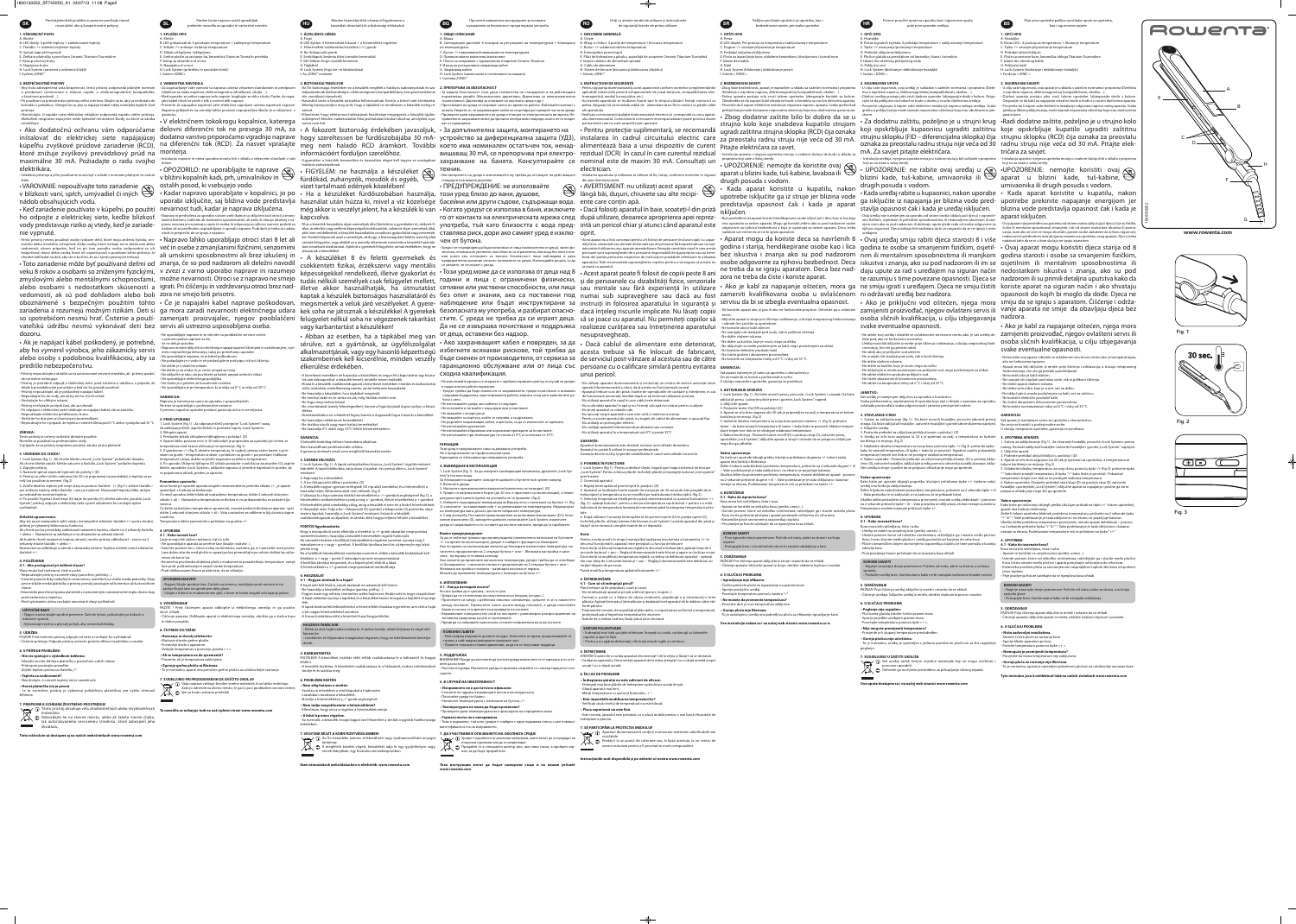**Rowenta**

• Ako dodatočnú ochranu vám odporúčame inštalovať do elektrickej siete napájajúcej kúpeľňu zvyškové prúdové zariadenie (RCD), ktoré znižuje zvyškový prevádzkový prúd na maximálne 30 mA. Požiadajte o radu svojho elektrikára.

• VAROVANIE: nepoužívajte toto zariadenie v blízkosti vaní, spŕch, umývadiel či iných nádob obsahujúcich vodu.

• Keď zariadenie používate v kúpeľni, po použití ho odpojte z elektrickej siete, keďže blízkosť vody predstavuje riziko aj vtedy, keď je zariadenie vypnuté.

• Toto zariadenie môžu byť používané deťmi od veku 8 rokov a osobami so zníženými fyzickými, zmyslovými alebo mentálnymi schopnosťami, alebo osobami s nedostatkom skúseností a vedomostí, ak sú pod dohľadom alebo boli oboznámené s bezpečným použitím tohto zariadenia a rozumejú možným rizikám. Deti sa s ním nesmú hrať. Čistenie a používateľskú údržbu nesmú vykonávať deti bez dozoru.

• Ak je napájací kábel poškodený, je potrebné, aby ho vymenil výrobca, jeho zákaznícky servis alebo osoby s podobnou kvalifikáciou, aby sa predišlo nebezpečenstvu.

• V električnem tokokrogu kopalnice, katerega delovni diferenčni tok ne presega 30 mA, za dodatno varstvo priporočamo vgradnjo naprave na diferenčni tok (RCD). Za nasvet vprašajte monterja.

• OPOZORILO: ne uporabljajte te naprave v bližini kopalnih kadi, prh, umivalnikov in ostalih posod, ki vsebujejo vodo.

• Kadar napravo uporabljate v kopalnici, jo po uporabi izključite, saj bližina vode predstavlja nevarnost tudi, kadar je naprava izključena.

• Napravo lahko uporabljajo otroci stari 8 let ali več in osebe z zmanjšanimi fizičnimi, senzornimi ali umskimi sposobnostmi ali brez izkušenj in znanj, če so pod nadzorom ali deležni navodil v zvezi z varno uporabo naprave in razumejo možne nevarnosti. Otroci se z napravo ne smejo igrati. Pri čiščenju in vzdrževanju otroci brez nadzora ne smejo biti prisotni.

• Če je napajalni kabel naprave poškodovan, ga mora zaradi nevarnosti električnega udara zamenjati proizvajalec, njegov pooblaščeni servis ali ustrezno usposobljena oseba.

• A fokozott biztonság érdekében javasoljuk, hogy szereltessen be fürdőszobája 30 mA-meg nem haladó RCD áramkört. További információért forduljon szerelőhöz.

• FIGYELEM: ne használja a készüléket fürdőkád, zuhanyzó, mosdókagyló vagy egyéb, vizet tartalmazó edények közelében!

• Ha a készüléket fürdőszobában használja, használat után húzza ki, mivel a víz közelsége még akkor is veszélyt jelent, ha a készülék ki van kapcsolva.

• A készüléket 8 év feletti gyermekek és csökkentett fizikai, érzékszervi vagy mentális képességekkel rendelkező, illetve gyakorlat és tudás nélküli személyek csak felügyelet mellett, illetve akkor használhatják, ha utasításokat kaptak a készülék biztonságos használatáról és megismerték a velük járó veszélyeket. A gyerekek soha ne játsszanak a készülékkel! A gyermekek felügyelet nélkül soha ne végezzenek takarítást vagy karbantartást a készüléken!

• Abban az esetben, ha a tápkábel meg van sérülve, ezt a gyártónak, az ügyfélszolgálat alkalmazottjának, vagy egy hasonló képesítéssel rendelkező szakembernek kell kicserélnie, minden veszély elkerülése érdekében.

• За допълнителна защита, монтирането на устройство за диференциална защита (УДЗ), което има номинален остатъчен ток, ненадвишаващ 30 mA, се препоръчва при електрозахранване на баните. Консултирайте се с техник.

• ПРЕДУПРЕЖДЕНИЕ: не използвайте уреда близо до вани, душове, басейни или други съдове, съдържащи вода.

• Когато уредът се използва в баня, изключете го от контакта на електрическата мрежа след употреба, тъй като близостта с вода представлява риск, дори ако самият уред е изключен от бутона.

• Този уред може да се използва от деца над 8 години и лица с ограничени физически, сетивни или умствени способности, или лица без опит и знания, ако са поставени под наблюдение или бъдат инструктирани за безопасната му употреба и разберат опасностите. С уреда не трябва да си играят деца. Да не се извършва почистване и поддръжка от деца, оставени без надзор.

• Ако захранващият кабел е повреден, за да избегнете всякакви рискове, той трябва да бъде сменен от производителя, от сервиза за гаранционно обслужване или от лица със сходна квалификация.

• Pentru protecţie suplimentară, se recomandă instalarea în cadrul circuitului electric care alimentează baia a unui dispozitiv de curent rezidual (DCR) în cazul în care curentul rezidual nominal este de maxim 30 mA. Consultaţi un electrician.

• AVERTISMENT: nu utilizaţi acest aparat lângă băi, duşuri, chiuvete sau alte recipiente care conţin apă.

• Dacă folosiţi aparatul în baie, scoateţi-l din priză după utilizare, deoarece apropierea apei reprezintă un pericol chiar şi atunci când aparatul este oprit.

• Acest aparat poate fi folosit de copiii peste 8 ani şi de persoanele cu dizabilităţi fizice, senzoriale sau mintale sau fără experienţă în utilizare numai sub supraveghere sau dacă au fost instruiţi în folosirea aparatului în siguranţă şi dacă înţeleg riscurile implicate. Nu lăsaţi copiii să se joace cu aparatul. Nu permiteţi copiilor să realizeze curăţarea sau întreţinerea aparatului nesupravegheaţi.

• Dacă cablul de alimentare este deteriorat, acesta trebuie să fie înlocuit de fabricant, de service-ul post-vânzare al acestuia sau de către persoane cu o calificare similară pentru evitarea unui pericol.

• Zbog dodatne zaštite bi bilo dobro da se u strujno kolo koje snabdeva kupatilo strujom ugradi zaštitna strujna sklopka (RCD) čija oznaka za preostalu radnu struju nije veća od 30 mA. Pitajte električara za savet.

• UPOZORENJE: nemojte da koristite ovaj aparat u blizini kada, tuš-kabine, lavaboa ili drugih posuda s vodom.

• Kada aparat koristite u kupatilu, nakon upotrebe isključite ga iz struje jer blizina vode predstavlja opasnost čak i kada je aparat isključen.

• Aparat mogu da koriste deca sa navršenih 8 godina i starija, hendikepirane osobe kao i lica bez iskustva i znanja ako su pod nadzorom osobe odgovorne za njihovu bezbednost. Deca ne treba da se igraju s aparatom. Deca ne smeju da ga čiste i koriste bez nadzora.

• Ako je kabl za napajanje oštećen, mora ga zameniti kvalifikovana osoba u ovlašćenom servisu da bi se izbegla eventualna opasnost.

• Za dodatnu zaštitu, poželjno je u strujni krug koji opskrbljuje kupaonicu ugraditi zaštitnu strujnu sklopku (FID – diferencijalna sklopka) čija oznaka za preostalu radnu struju nije veća od 30 mA. Za savjet pitajte električara.

• UPOZORENJE: ne rabite ovaj uređaj u blizini kada, tuš-kabina, umivaonika ili drugih posuda s vodom.

• Kada uređaj rabite u kupaonici, nakon uporabe ga isključite iz napajanja jer blizina vode predstavlja opasnost čak i kada je uređaj isključen.

• Ovaj uređaj smiju rabiti djeca starija od 8 godina te osobe sa smanjenim fizičkim, osjetilnim ili mentalnim sposobnostima ili bez iskustva i znanja, ako su pod nadzorom ili ako dobiju upute za rad s uređajem na siguran način te razumiju s time povezane opasnosti. Djeca se ne smiju igrati s uređajem. Djeca ne smiju čistiti ni održavati uređaj bez nadzora.

• Ako je priključni vod oštećen, njega mora zamijeniti proizvođač, njegov ovlašteni servis ili osoba sličnih kvalifikacija, u cilju izbjegavanja svake eventualne opasnosti.

• Radi dodatne zaštite, poželjno je u strujno kolo koje opskrbljuje kupatilo ugraditi zaštitnu strujnu sklopku (RCD) čija oznaka za preostalu radnu struju nije veća od 30 mA. Pitajte električara za savjet.

• UPOZORENJE: nemojte koristiti ovaj aparat u blizini kade, tuš-kabine, umivaonika ili drugih posuda s vodom.

• Kada aparat koristite u kupatilu, nakon upotrebe isključite aparat iz utičnice jer blizina vode predstavlja opasnost čak i kada je aparat isključen.

• Ovaj aparat mogu koristiti djeca starija od 8 godina starosti i osobe sa smanjenim fizičkim, osjetilnim ili mentalnim sposobnostima ili nedostatkom iskustva i znanja, ako su pod nadzorom ili su primili detaljna uputstva kako da koriste aparat na siguran način i ako shvataju opasnosti do kojih bi moglo da dođe. Djeca ne smiju da se igraju s aparatom. Čišćenje i održavanje aparata ne smije da obavljaju djeca bez nadzora.

• Ako je kabl za napajanje oštećen, njega mora zamijeniti proizvođač, njegov ovlašteni servis ili osoba sličnih kvalifikacija, u cilju izbjegavanja svake eventualne opasnosti.

www.rowenta.com

Fig. 1

30 sec.

Fig. 2

Fig. 3